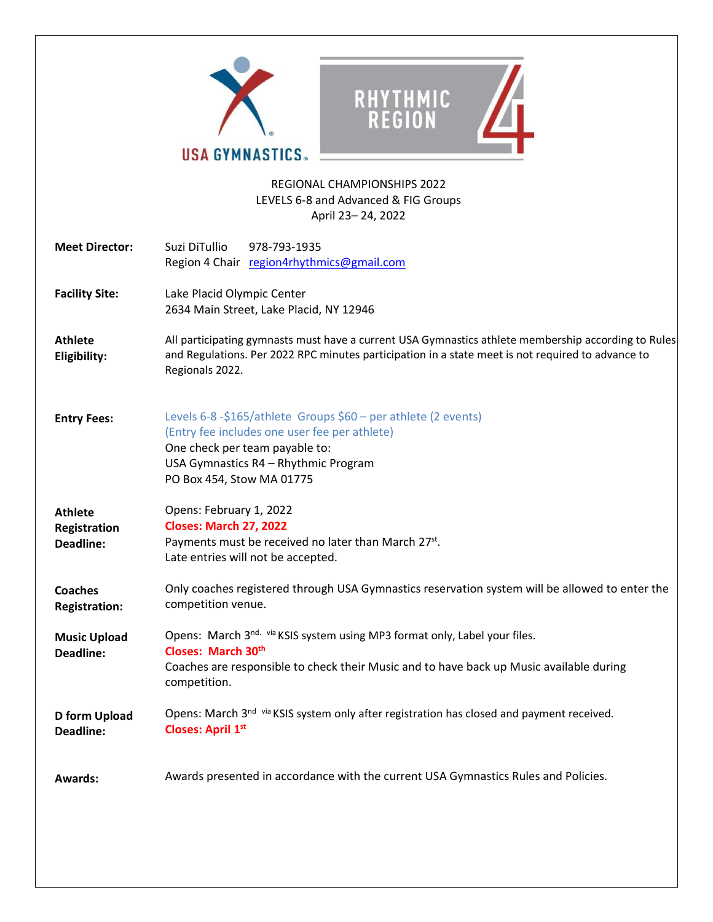REGIONAL CHAMPIONSHIPS 2022
LEVELS 6-8 and Advanced & FIG Groups
April 23– 24, 2022

**Meet Director:** Suzi DiTullio 978-793-1935
Region 4 Chair region4rhythmics@gmail.com

**Facility Site:** Lake Placid Olympic Center
2634 Main Street, Lake Placid, NY 12946

**Athlete Eligibility:** All participating gymnasts must have a current USA Gymnastics athlete membership according to Rules and Regulations. Per 2022 RPC minutes participation in a state meet is not required to advance to Regionals 2022.

**Entry Fees:** Levels 6-8 -$165/athlete Groups $60 – per athlete (2 events)
(Entry fee includes one user fee per athlete)
One check per team payable to:
USA Gymnastics R4 – Rhythmic Program
PO Box 454, Stow MA 01775

**Athlete Registration Deadline:** Opens: February 1, 2022
**Closes: March 27, 2022**
Payments must be received no later than March 27st.
Late entries will not be accepted.

**Coaches Registration:** Only coaches registered through USA Gymnastics reservation system will be allowed to enter the competition venue.

**Music Upload Deadline:** Opens: March 3nd. via KSIS system using MP3 format only, Label your files.
**Closes: March 30th**
Coaches are responsible to check their Music and to have back up Music available during competition.

**D form Upload Deadline:** Opens: March 3rd via KSIS system only after registration has closed and payment received.
**Closes: April 1st**

**Awards:** Awards presented in accordance with the current USA Gymnastics Rules and Policies.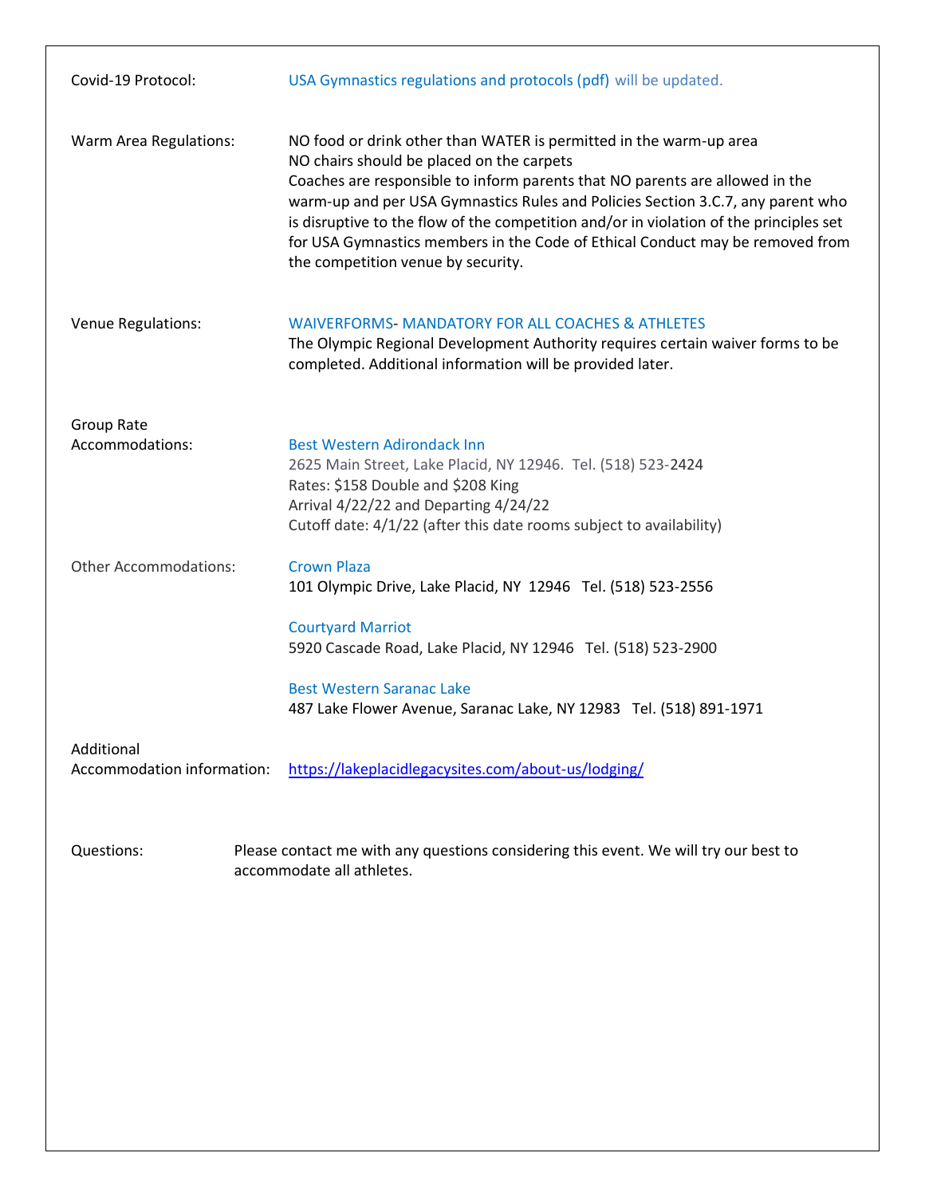**Covid-19 Protocol:** USA Gymnastics regulations and protocols (pdf) will be updated.

**Warm Area Regulations:**
NO food or drink other than WATER is permitted in the warm-up area
NO chairs should be placed on the carpets
Coaches are responsible to inform parents that NO parents are allowed in the warm-up and per USA Gymnastics Rules and Policies Section 3.C.7, any parent who is disruptive to the flow of the competition and/or in violation of the principles set for USA Gymnastics members in the Code of Ethical Conduct may be removed from the competition venue by security.

**Venue Regulations:**
WAIVERFORMS- MANDATORY FOR ALL COACHES & ATHLETES
The Olympic Regional Development Authority requires certain waiver forms to be completed. Additional information will be provided later.

**Group Rate Accommodations:**
Best Western Adirondack Inn
2625 Main Street, Lake Placid, NY 12946. Tel. (518) 523-2424
Rates: $158 Double and $208 King
Arrival 4/22/22 and Departing 4/24/22
Cutoff date: 4/1/22 (after this date rooms subject to availability)

**Other Accommodations:**
Crown Plaza
101 Olympic Drive, Lake Placid, NY 12946 Tel. (518) 523-2556

Courtyard Marriot
5920 Cascade Road, Lake Placid, NY 12946 Tel. (518) 523-2900

Best Western Saranac Lake
487 Lake Flower Avenue, Saranac Lake, NY 12983 Tel. (518) 891-1971

**Additional Accommodation information:** https://lakeplacidlegacysites.com/about-us/lodging/

**Questions:** Please contact me with any questions considering this event. We will try our best to accommodate all athletes.